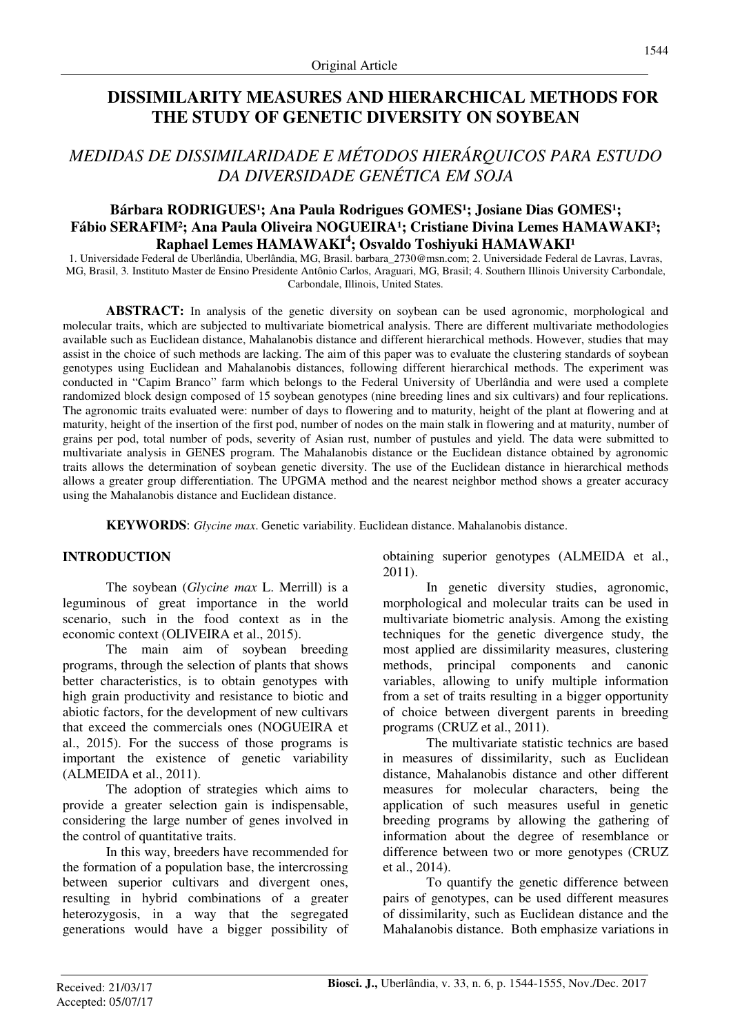Original Article

# DISSIMILARITY MEASURES AND HIERARCHICAL METHODS FOR THE STUDY OF GENETIC DIVERSITY ON SOYBEAN

## *MEDIDAS DE DISSIMILARIDADE E MÉTODOS HIERÁRQUICOS PARA ESTUDO DA DIVERSIDADE GENÉTICA EM SOJA*

**Bárbara RODRIGUES[1]; Ana Paula Rodrigues GOMES[1]; Josiane Dias GOMES[1]; Fábio SERAFIM[2]; Ana Paula Oliveira NOGUEIRA[1]; Cristiane Divina Lemes HAMAWAKI[3]; Raphael Lemes HAMAWAKI[4]; Osvaldo Toshiyuki HAMAWAKI[1]**

1. Universidade Federal de Uberlândia, Uberlândia, MG, Brasil. barbara_2730@msn.com; 2. Universidade Federal de Lavras, Lavras, MG, Brasil, 3. Instituto Master de Ensino Presidente Antônio Carlos, Araguari, MG, Brasil; 4. Southern Illinois University Carbondale, Carbondale, Illinois, United States.

**ABSTRACT:** In analysis of the genetic diversity on soybean can be used agronomic, morphological and molecular traits, which are subjected to multivariate biometrical analysis. There are different multivariate methodologies available such as Euclidean distance, Mahalanobis distance and different hierarchical methods. However, studies that may assist in the choice of such methods are lacking. The aim of this paper was to evaluate the clustering standards of soybean genotypes using Euclidean and Mahalanobis distances, following different hierarchical methods. The experiment was conducted in "Capim Branco" farm which belongs to the Federal University of Uberlândia and were used a complete randomized block design composed of 15 soybean genotypes (nine breeding lines and six cultivars) and four replications. The agronomic traits evaluated were: number of days to flowering and to maturity, height of the plant at flowering and at maturity, height of the insertion of the first pod, number of nodes on the main stalk in flowering and at maturity, number of grains per pod, total number of pods, severity of Asian rust, number of pustules and yield. The data were submitted to multivariate analysis in GENES program. The Mahalanobis distance or the Euclidean distance obtained by agronomic traits allows the determination of soybean genetic diversity. The use of the Euclidean distance in hierarchical methods allows a greater group differentiation. The UPGMA method and the nearest neighbor method shows a greater accuracy using the Mahalanobis distance and Euclidean distance.

**KEYWORDS**: *Glycine max*. Genetic variability. Euclidean distance. Mahalanobis distance.

## INTRODUCTION

The soybean (*Glycine max* L. Merrill) is a leguminous of great importance in the world scenario, such in the food context as in the economic context (OLIVEIRA et al., 2015).

The main aim of soybean breeding programs, through the selection of plants that shows better characteristics, is to obtain genotypes with high grain productivity and resistance to biotic and abiotic factors, for the development of new cultivars that exceed the commercials ones (NOGUEIRA et al., 2015). For the success of those programs is important the existence of genetic variability (ALMEIDA et al., 2011).

The adoption of strategies which aims to provide a greater selection gain is indispensable, considering the large number of genes involved in the control of quantitative traits.

In this way, breeders have recommended for the formation of a population base, the intercrossing between superior cultivars and divergent ones, resulting in hybrid combinations of a greater heterozygosis, in a way that the segregated generations would have a bigger possibility of obtaining superior genotypes (ALMEIDA et al., 2011).

In genetic diversity studies, agronomic, morphological and molecular traits can be used in multivariate biometric analysis. Among the existing techniques for the genetic divergence study, the most applied are dissimilarity measures, clustering methods, principal components and canonic variables, allowing to unify multiple information from a set of traits resulting in a bigger opportunity of choice between divergent parents in breeding programs (CRUZ et al., 2011).

The multivariate statistic technics are based in measures of dissimilarity, such as Euclidean distance, Mahalanobis distance and other different measures for molecular characters, being the application of such measures useful in genetic breeding programs by allowing the gathering of information about the degree of resemblance or difference between two or more genotypes (CRUZ et al., 2014).

To quantify the genetic difference between pairs of genotypes, can be used different measures of dissimilarity, such as Euclidean distance and the Mahalanobis distance. Both emphasize variations in

Received: 21/03/17
Accepted: 05/07/17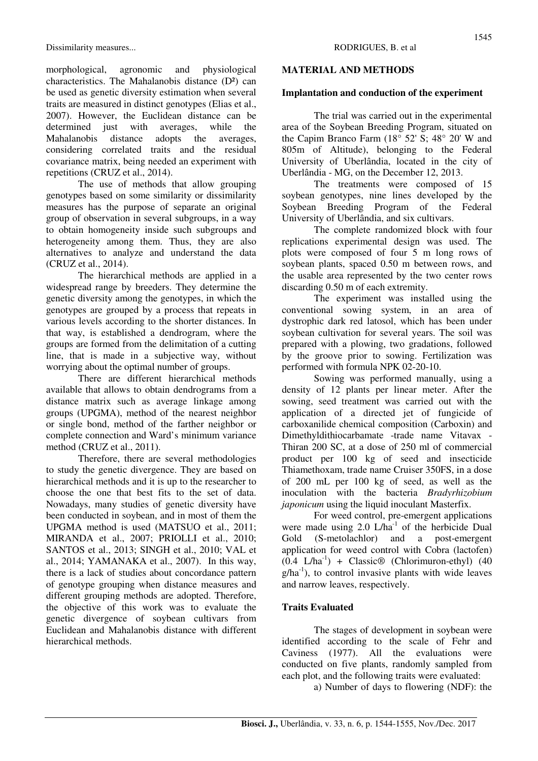morphological, agronomic and physiological characteristics. The Mahalanobis distance (D²) can be used as genetic diversity estimation when several traits are measured in distinct genotypes (Elias et al., 2007). However, the Euclidean distance can be determined just with averages, while the Mahalanobis distance adopts the averages, considering correlated traits and the residual covariance matrix, being needed an experiment with repetitions (CRUZ et al., 2014).

The use of methods that allow grouping genotypes based on some similarity or dissimilarity measures has the purpose of separate an original group of observation in several subgroups, in a way to obtain homogeneity inside such subgroups and heterogeneity among them. Thus, they are also alternatives to analyze and understand the data (CRUZ et al., 2014).

The hierarchical methods are applied in a widespread range by breeders. They determine the genetic diversity among the genotypes, in which the genotypes are grouped by a process that repeats in various levels according to the shorter distances. In that way, is established a dendrogram, where the groups are formed from the delimitation of a cutting line, that is made in a subjective way, without worrying about the optimal number of groups.

There are different hierarchical methods available that allows to obtain dendrograms from a distance matrix such as average linkage among groups (UPGMA), method of the nearest neighbor or single bond, method of the farther neighbor or complete connection and Ward's minimum variance method (CRUZ et al., 2011).

Therefore, there are several methodologies to study the genetic divergence. They are based on hierarchical methods and it is up to the researcher to choose the one that best fits to the set of data. Nowadays, many studies of genetic diversity have been conducted in soybean, and in most of them the UPGMA method is used (MATSUO et al., 2011; MIRANDA et al., 2007; PRIOLLI et al., 2010; SANTOS et al., 2013; SINGH et al., 2010; VAL et al., 2014; YAMANAKA et al., 2007). In this way, there is a lack of studies about concordance pattern of genotype grouping when distance measures and different grouping methods are adopted. Therefore, the objective of this work was to evaluate the genetic divergence of soybean cultivars from Euclidean and Mahalanobis distance with different hierarchical methods.

## MATERIAL AND METHODS

### Implantation and conduction of the experiment

The trial was carried out in the experimental area of the Soybean Breeding Program, situated on the Capim Branco Farm (18° 52' S; 48° 20' W and 805m of Altitude), belonging to the Federal University of Uberlândia, located in the city of Uberlândia - MG, on the December 12, 2013.

The treatments were composed of 15 soybean genotypes, nine lines developed by the Soybean Breeding Program of the Federal University of Uberlândia, and six cultivars.

The complete randomized block with four replications experimental design was used. The plots were composed of four 5 m long rows of soybean plants, spaced 0.50 m between rows, and the usable area represented by the two center rows discarding 0.50 m of each extremity.

The experiment was installed using the conventional sowing system, in an area of dystrophic dark red latosol, which has been under soybean cultivation for several years. The soil was prepared with a plowing, two gradations, followed by the groove prior to sowing. Fertilization was performed with formula NPK 02-20-10.

Sowing was performed manually, using a density of 12 plants per linear meter. After the sowing, seed treatment was carried out with the application of a directed jet of fungicide of carboxanilide chemical composition (Carboxin) and Dimethyldithiocarbamate -trade name Vitavax - Thiran 200 SC, at a dose of 250 ml of commercial product per 100 kg of seed and insecticide Thiamethoxam, trade name Cruiser 350FS, in a dose of 200 mL per 100 kg of seed, as well as the inoculation with the bacteria *Bradyrhizobium japonicum* using the liquid inoculant Masterfix.

For weed control, pre-emergent applications were made using 2.0 $L/ha^{-1}$ of the herbicide Dual Gold (S-metolachlor) and a post-emergent application for weed control with Cobra (lactofen) (0.4 $L/ha^{-1}$) + Classic® (Chlorimuron-ethyl) (40 $g/ha^{-1}$), to control invasive plants with wide leaves and narrow leaves, respectively.

### Traits Evaluated

The stages of development in soybean were identified according to the scale of Fehr and Caviness (1977). All the evaluations were conducted on five plants, randomly sampled from each plot, and the following traits were evaluated:

a) Number of days to flowering (NDF): the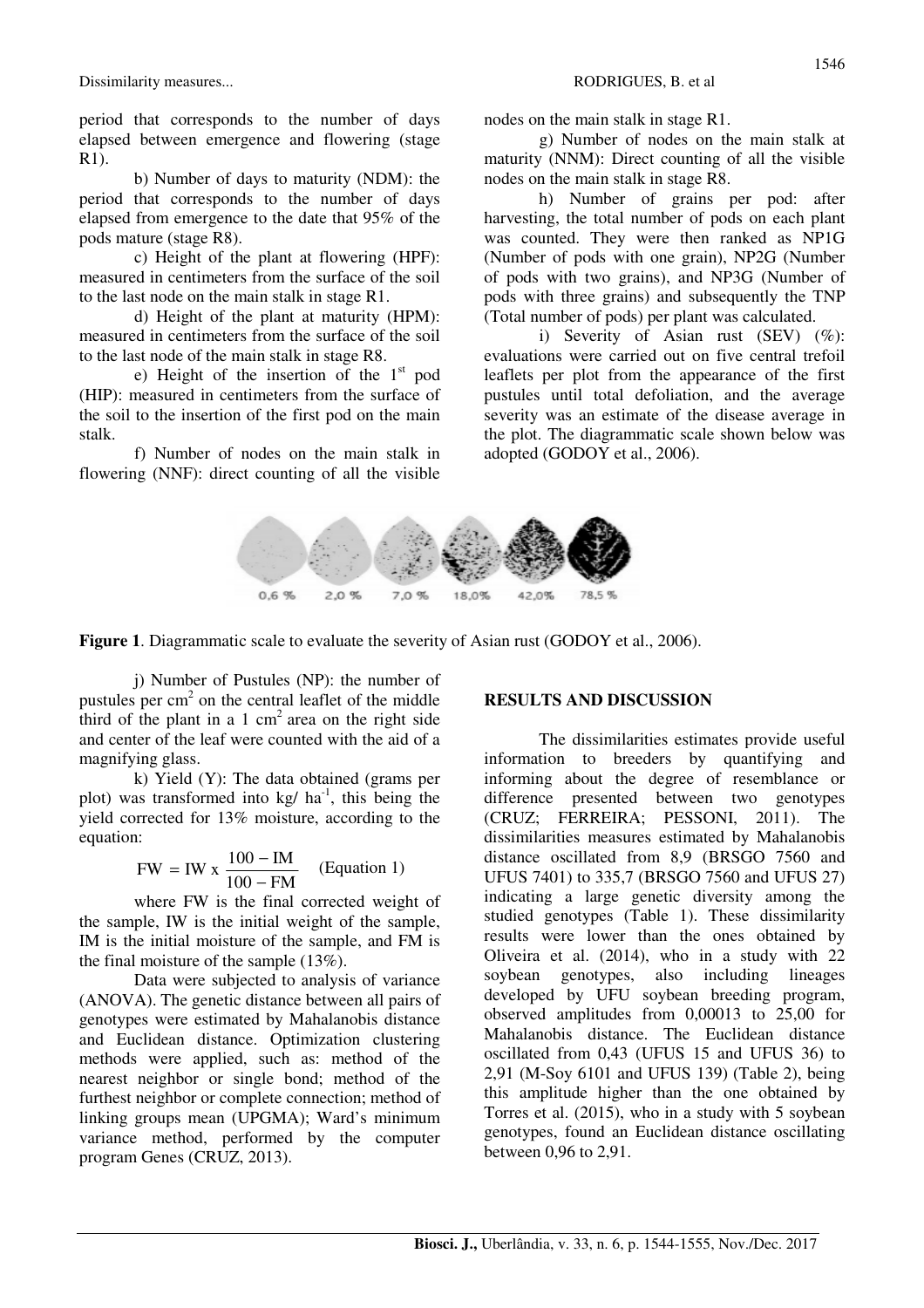period that corresponds to the number of days elapsed between emergence and flowering (stage R1).

b) Number of days to maturity (NDM): the period that corresponds to the number of days elapsed from emergence to the date that 95% of the pods mature (stage R8).

c) Height of the plant at flowering (HPF): measured in centimeters from the surface of the soil to the last node on the main stalk in stage R1.

d) Height of the plant at maturity (HPM): measured in centimeters from the surface of the soil to the last node of the main stalk in stage R8.

e) Height of the insertion of the 1st pod (HIP): measured in centimeters from the surface of the soil to the insertion of the first pod on the main stalk.

f) Number of nodes on the main stalk in flowering (NNF): direct counting of all the visible nodes on the main stalk in stage R1.

g) Number of nodes on the main stalk at maturity (NNM): Direct counting of all the visible nodes on the main stalk in stage R8.

h) Number of grains per pod: after harvesting, the total number of pods on each plant was counted. They were then ranked as NP1G (Number of pods with one grain), NP2G (Number of pods with two grains), and NP3G (Number of pods with three grains) and subsequently the TNP (Total number of pods) per plant was calculated.

i) Severity of Asian rust (SEV) (%): evaluations were carried out on five central trefoil leaflets per plot from the appearance of the first pustules until total defoliation, and the average severity was an estimate of the disease average in the plot. The diagrammatic scale shown below was adopted (GODOY et al., 2006).

0,6 % 2,0 % 7,0 % 18,0% 42,0% 78,5 %

**Figure 1**. Diagrammatic scale to evaluate the severity of Asian rust (GODOY et al., 2006).

j) Number of Pustules (NP): the number of pustules per cm$^2$ on the central leaflet of the middle third of the plant in a 1 cm$^2$ area on the right side and center of the leaf were counted with the aid of a magnifying glass.

k) Yield (Y): The data obtained (grams per plot) was transformed into kg/ ha$^{-1}$, this being the yield corrected for 13% moisture, according to the equation:

$$FW = IW \times \frac{100 - IM}{100 - FM} \quad \text{(Equation 1)}$$

where FW is the final corrected weight of the sample, IW is the initial weight of the sample, IM is the initial moisture of the sample, and FM is the final moisture of the sample (13%).

Data were subjected to analysis of variance (ANOVA). The genetic distance between all pairs of genotypes were estimated by Mahalanobis distance and Euclidean distance. Optimization clustering methods were applied, such as: method of the nearest neighbor or single bond; method of the furthest neighbor or complete connection; method of linking groups mean (UPGMA); Ward's minimum variance method, performed by the computer program Genes (CRUZ, 2013).

## RESULTS AND DISCUSSION

The dissimilarities estimates provide useful information to breeders by quantifying and informing about the degree of resemblance or difference presented between two genotypes (CRUZ; FERREIRA; PESSONI, 2011). The dissimilarities measures estimated by Mahalanobis distance oscillated from 8,9 (BRSGO 7560 and UFUS 7401) to 335,7 (BRSGO 7560 and UFUS 27) indicating a large genetic diversity among the studied genotypes (Table 1). These dissimilarity results were lower than the ones obtained by Oliveira et al. (2014), who in a study with 22 soybean genotypes, also including lineages developed by UFU soybean breeding program, observed amplitudes from 0,00013 to 25,00 for Mahalanobis distance. The Euclidean distance oscillated from 0,43 (UFUS 15 and UFUS 36) to 2,91 (M-Soy 6101 and UFUS 139) (Table 2), being this amplitude higher than the one obtained by Torres et al. (2015), who in a study with 5 soybean genotypes, found an Euclidean distance oscillating between 0,96 to 2,91.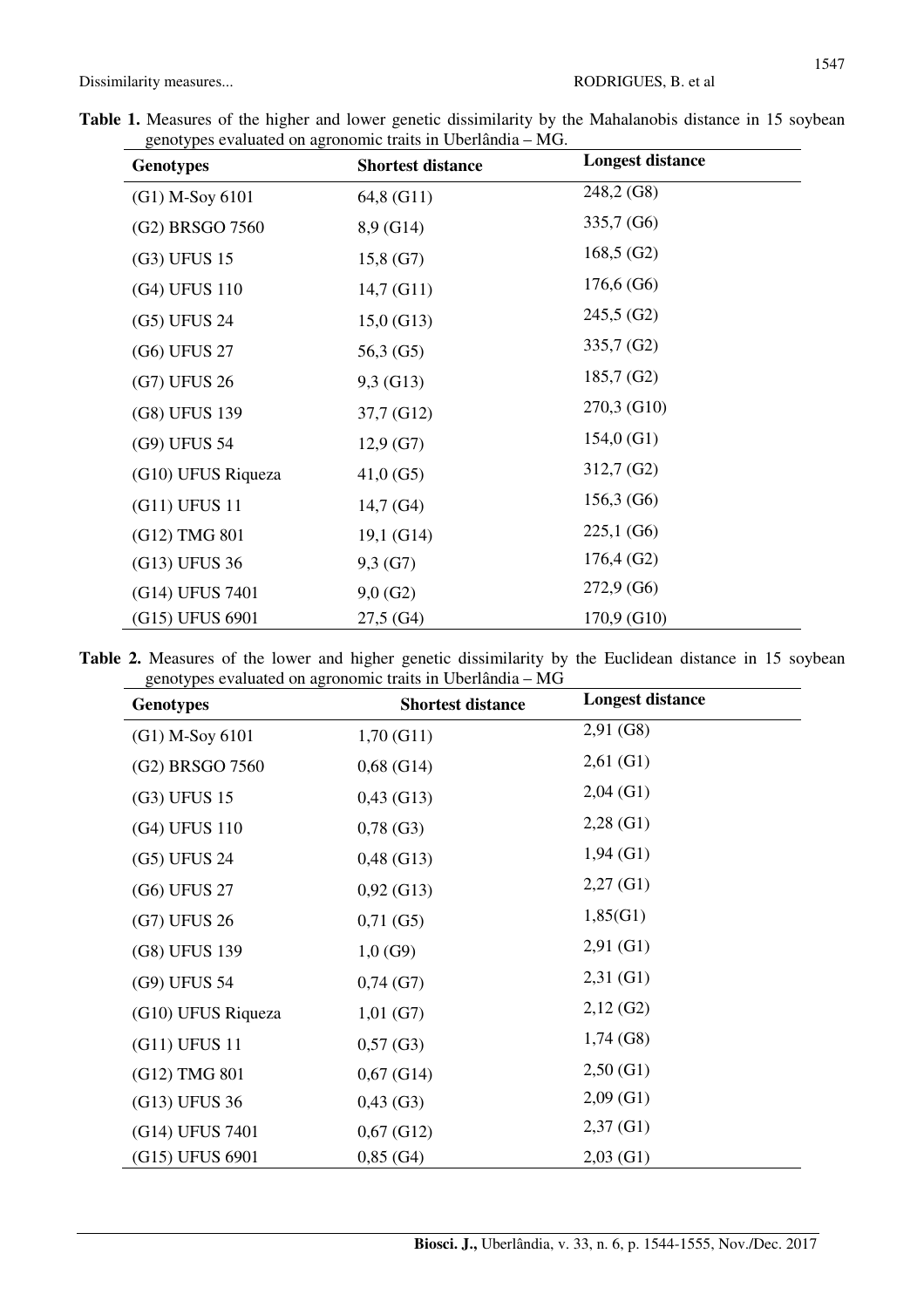**Table 1.** Measures of the higher and lower genetic dissimilarity by the Mahalanobis distance in 15 soybean genotypes evaluated on agronomic traits in Uberlândia – MG.

| Genotypes | Shortest distance | Longest distance |
|---|---|---|
| (G1) M-Soy 6101 | 64,8 (G11) | 248,2 (G8) |
| (G2) BRSGO 7560 | 8,9 (G14) | 335,7 (G6) |
| (G3) UFUS 15 | 15,8 (G7) | 168,5 (G2) |
| (G4) UFUS 110 | 14,7 (G11) | 176,6 (G6) |
| (G5) UFUS 24 | 15,0 (G13) | 245,5 (G2) |
| (G6) UFUS 27 | 56,3 (G5) | 335,7 (G2) |
| (G7) UFUS 26 | 9,3 (G13) | 185,7 (G2) |
| (G8) UFUS 139 | 37,7 (G12) | 270,3 (G10) |
| (G9) UFUS 54 | 12,9 (G7) | 154,0 (G1) |
| (G10) UFUS Riqueza | 41,0 (G5) | 312,7 (G2) |
| (G11) UFUS 11 | 14,7 (G4) | 156,3 (G6) |
| (G12) TMG 801 | 19,1 (G14) | 225,1 (G6) |
| (G13) UFUS 36 | 9,3 (G7) | 176,4 (G2) |
| (G14) UFUS 7401 | 9,0 (G2) | 272,9 (G6) |
| (G15) UFUS 6901 | 27,5 (G4) | 170,9 (G10) |

**Table 2.** Measures of the lower and higher genetic dissimilarity by the Euclidean distance in 15 soybean genotypes evaluated on agronomic traits in Uberlândia – MG

| Genotypes | Shortest distance | Longest distance |
|---|---|---|
| (G1) M-Soy 6101 | 1,70 (G11) | 2,91 (G8) |
| (G2) BRSGO 7560 | 0,68 (G14) | 2,61 (G1) |
| (G3) UFUS 15 | 0,43 (G13) | 2,04 (G1) |
| (G4) UFUS 110 | 0,78 (G3) | 2,28 (G1) |
| (G5) UFUS 24 | 0,48 (G13) | 1,94 (G1) |
| (G6) UFUS 27 | 0,92 (G13) | 2,27 (G1) |
| (G7) UFUS 26 | 0,71 (G5) | 1,85(G1) |
| (G8) UFUS 139 | 1,0 (G9) | 2,91 (G1) |
| (G9) UFUS 54 | 0,74 (G7) | 2,31 (G1) |
| (G10) UFUS Riqueza | 1,01 (G7) | 2,12 (G2) |
| (G11) UFUS 11 | 0,57 (G3) | 1,74 (G8) |
| (G12) TMG 801 | 0,67 (G14) | 2,50 (G1) |
| (G13) UFUS 36 | 0,43 (G3) | 2,09 (G1) |
| (G14) UFUS 7401 | 0,67 (G12) | 2,37 (G1) |
| (G15) UFUS 6901 | 0,85 (G4) | 2,03 (G1) |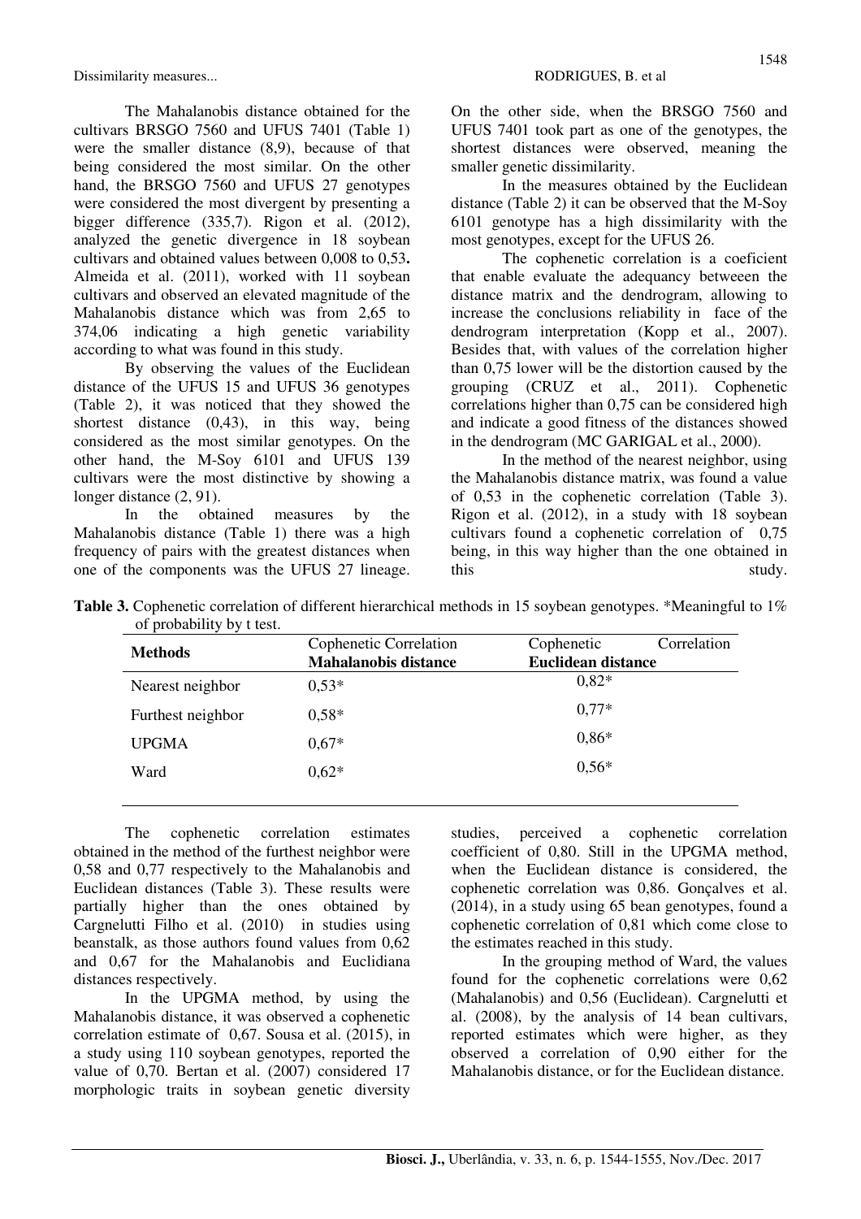The Mahalanobis distance obtained for the cultivars BRSGO 7560 and UFUS 7401 (Table 1) were the smaller distance (8,9), because of that being considered the most similar. On the other hand, the BRSGO 7560 and UFUS 27 genotypes were considered the most divergent by presenting a bigger difference (335,7). Rigon et al. (2012), analyzed the genetic divergence in 18 soybean cultivars and obtained values between 0,008 to 0,53**.** Almeida et al. (2011), worked with 11 soybean cultivars and observed an elevated magnitude of the Mahalanobis distance which was from 2,65 to 374,06 indicating a high genetic variability according to what was found in this study.

By observing the values of the Euclidean distance of the UFUS 15 and UFUS 36 genotypes (Table 2), it was noticed that they showed the shortest distance (0,43), in this way, being considered as the most similar genotypes. On the other hand, the M-Soy 6101 and UFUS 139 cultivars were the most distinctive by showing a longer distance (2, 91).

In the obtained measures by the Mahalanobis distance (Table 1) there was a high frequency of pairs with the greatest distances when one of the components was the UFUS 27 lineage. On the other side, when the BRSGO 7560 and UFUS 7401 took part as one of the genotypes, the shortest distances were observed, meaning the smaller genetic dissimilarity.

In the measures obtained by the Euclidean distance (Table 2) it can be observed that the M-Soy 6101 genotype has a high dissimilarity with the most genotypes, except for the UFUS 26.

The cophenetic correlation is a coeficient that enable evaluate the adequancy betweeen the distance matrix and the dendrogram, allowing to increase the conclusions reliability in face of the dendrogram interpretation (Kopp et al., 2007). Besides that, with values of the correlation higher than 0,75 lower will be the distortion caused by the grouping (CRUZ et al., 2011). Cophenetic correlations higher than 0,75 can be considered high and indicate a good fitness of the distances showed in the dendrogram (MC GARIGAL et al., 2000).

In the method of the nearest neighbor, using the Mahalanobis distance matrix, was found a value of 0,53 in the cophenetic correlation (Table 3). Rigon et al. (2012), in a study with 18 soybean cultivars found a cophenetic correlation of 0,75 being, in this way higher than the one obtained in this study.

**Table 3.** Cophenetic correlation of different hierarchical methods in 15 soybean genotypes. *Meaningful to 1% of probability by t test.

| **Methods** | Cophenetic Correlation **Mahalanobis distance** | Cophenetic Correlation **Euclidean distance** |
|---|---|---|
| Nearest neighbor | 0,53* | 0,82* |
| Furthest neighbor | 0,58* | 0,77* |
| UPGMA | 0,67* | 0,86* |
| Ward | 0,62* | 0,56* |

The cophenetic correlation estimates obtained in the method of the furthest neighbor were 0,58 and 0,77 respectively to the Mahalanobis and Euclidean distances (Table 3). These results were partially higher than the ones obtained by Cargnelutti Filho et al. (2010) in studies using beanstalk, as those authors found values from 0,62 and 0,67 for the Mahalanobis and Euclidiana distances respectively.

In the UPGMA method, by using the Mahalanobis distance, it was observed a cophenetic correlation estimate of 0,67. Sousa et al. (2015), in a study using 110 soybean genotypes, reported the value of 0,70. Bertan et al. (2007) considered 17 morphologic traits in soybean genetic diversity studies, perceived a cophenetic correlation coefficient of 0,80. Still in the UPGMA method, when the Euclidean distance is considered, the cophenetic correlation was 0,86. Gonçalves et al. (2014), in a study using 65 bean genotypes, found a cophenetic correlation of 0,81 which come close to the estimates reached in this study.

In the grouping method of Ward, the values found for the cophenetic correlations were 0,62 (Mahalanobis) and 0,56 (Euclidean). Cargnelutti et al. (2008), by the analysis of 14 bean cultivars, reported estimates which were higher, as they observed a correlation of 0,90 either for the Mahalanobis distance, or for the Euclidean distance.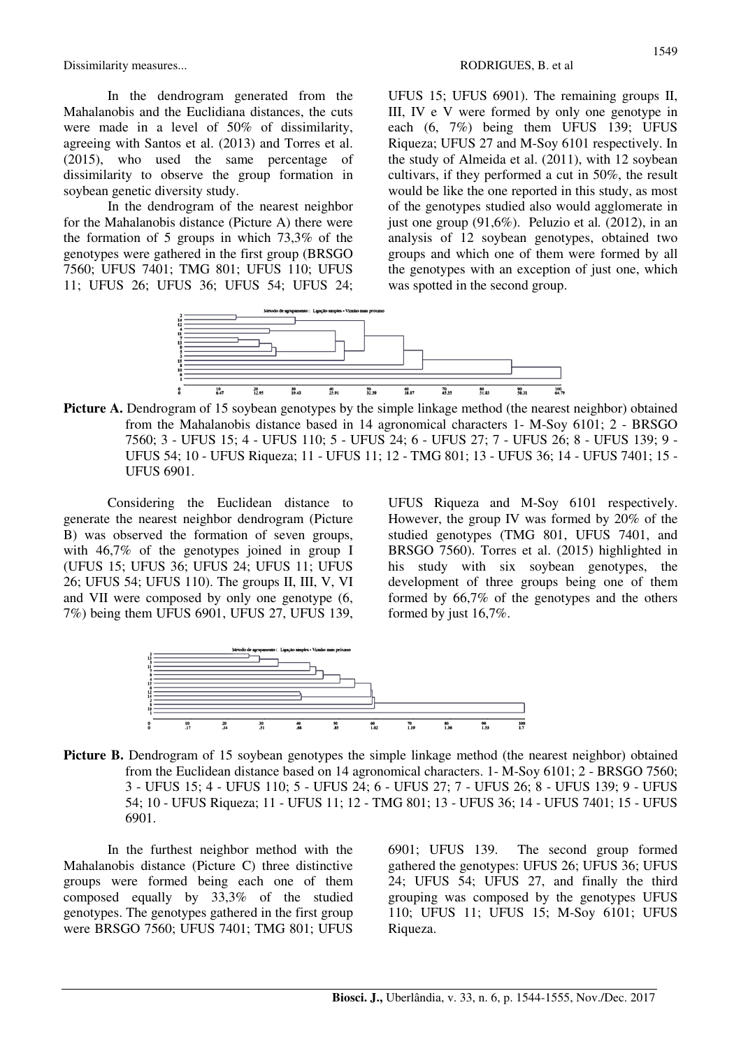In the dendrogram generated from the Mahalanobis and the Euclidiana distances, the cuts were made in a level of 50% of dissimilarity, agreeing with Santos et al. (2013) and Torres et al. (2015), who used the same percentage of dissimilarity to observe the group formation in soybean genetic diversity study.

In the dendrogram of the nearest neighbor for the Mahalanobis distance (Picture A) there were the formation of 5 groups in which 73,3% of the genotypes were gathered in the first group (BRSGO 7560; UFUS 7401; TMG 801; UFUS 110; UFUS 11; UFUS 26; UFUS 36; UFUS 54; UFUS 24; UFUS 15; UFUS 6901). The remaining groups II, III, IV e V were formed by only one genotype in each (6, 7%) being them UFUS 139; UFUS Riqueza; UFUS 27 and M-Soy 6101 respectively. In the study of Almeida et al. (2011), with 12 soybean cultivars, if they performed a cut in 50%, the result would be like the one reported in this study, as most of the genotypes studied also would agglomerate in just one group (91,6%). Peluzio et al. (2012), in an analysis of 12 soybean genotypes, obtained two groups and which one of them were formed by all the genotypes with an exception of just one, which was spotted in the second group.

**Picture A.** Dendrogram of 15 soybean genotypes by the simple linkage method (the nearest neighbor) obtained from the Mahalanobis distance based in 14 agronomical characters 1- M-Soy 6101; 2 - BRSGO 7560; 3 - UFUS 15; 4 - UFUS 110; 5 - UFUS 24; 6 - UFUS 27; 7 - UFUS 26; 8 - UFUS 139; 9 - UFUS 54; 10 - UFUS Riqueza; 11 - UFUS 11; 12 - TMG 801; 13 - UFUS 36; 14 - UFUS 7401; 15 - UFUS 6901.

Considering the Euclidean distance to generate the nearest neighbor dendrogram (Picture B) was observed the formation of seven groups, with 46,7% of the genotypes joined in group I (UFUS 15; UFUS 36; UFUS 24; UFUS 11; UFUS 26; UFUS 54; UFUS 110). The groups II, III, V, VI and VII were composed by only one genotype (6, 7%) being them UFUS 6901, UFUS 27, UFUS 139, UFUS Riqueza and M-Soy 6101 respectively. However, the group IV was formed by 20% of the studied genotypes (TMG 801, UFUS 7401, and BRSGO 7560). Torres et al. (2015) highlighted in his study with six soybean genotypes, the development of three groups being one of them formed by 66,7% of the genotypes and the others formed by just 16,7%.

**Picture B.** Dendrogram of 15 soybean genotypes the simple linkage method (the nearest neighbor) obtained from the Euclidean distance based on 14 agronomical characters. 1- M-Soy 6101; 2 - BRSGO 7560; 3 - UFUS 110; 4 - UFUS 15; 5 - UFUS 24; 6 - UFUS 27; 7 - UFUS 26; 8 - UFUS 139; 9 - UFUS 54; 10 - UFUS Riqueza; 11 - UFUS 11; 12 - TMG 801; 13 - UFUS 36; 14 - UFUS 7401; 15 - UFUS 6901.

In the furthest neighbor method with the Mahalanobis distance (Picture C) three distinctive groups were formed being each one of them composed equally by 33,3% of the studied genotypes. The genotypes gathered in the first group were BRSGO 7560; UFUS 7401; TMG 801; UFUS 6901; UFUS 139. The second group formed gathered the genotypes: UFUS 26; UFUS 36; UFUS 24; UFUS 54; UFUS 27, and finally the third grouping was composed by the genotypes UFUS 110; UFUS 11; UFUS 15; M-Soy 6101; UFUS Riqueza.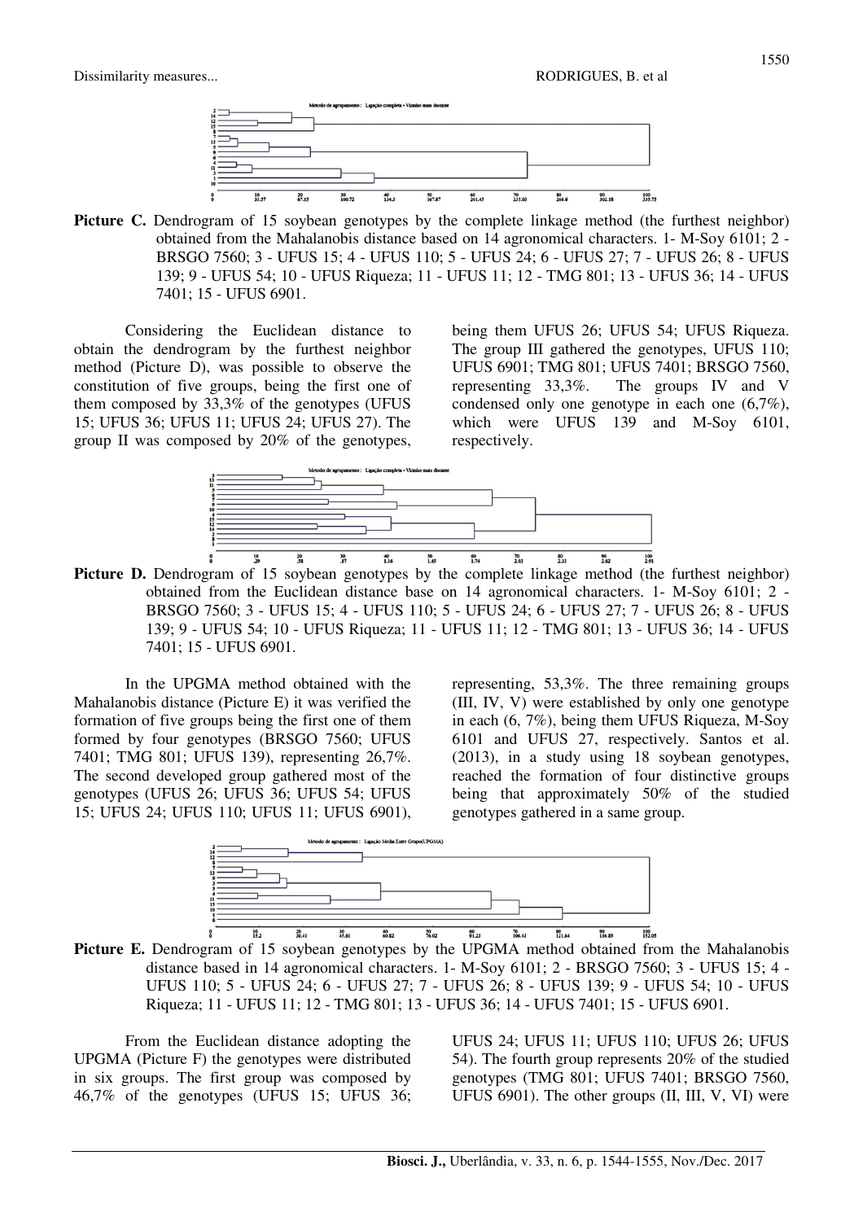**Picture C.** Dendrogram of 15 soybean genotypes by the complete linkage method (the furthest neighbor) obtained from the Mahalanobis distance based on 14 agronomical characters. 1- M-Soy 6101; 2 - BRSGO 7560; 3 - UFUS 15; 4 - UFUS 110; 5 - UFUS 24; 6 - UFUS 27; 7 - UFUS 26; 8 - UFUS 139; 9 - UFUS 54; 10 - UFUS Riqueza; 11 - UFUS 11; 12 - TMG 801; 13 - UFUS 36; 14 - UFUS 7401; 15 - UFUS 6901.

Considering the Euclidean distance to obtain the dendrogram by the furthest neighbor method (Picture D), was possible to observe the constitution of five groups, being the first one of them composed by 33,3% of the genotypes (UFUS 15; UFUS 36; UFUS 11; UFUS 24; UFUS 27). The group II was composed by 20% of the genotypes, being them UFUS 26; UFUS 54; UFUS Riqueza. The group III gathered the genotypes, UFUS 110; UFUS 6901; TMG 801; UFUS 7401; BRSGO 7560, representing 33,3%. The groups IV and V condensed only one genotype in each one (6,7%), which were UFUS 139 and M-Soy 6101, respectively.

**Picture D.** Dendrogram of 15 soybean genotypes by the complete linkage method (the furthest neighbor) obtained from the Euclidean distance base on 14 agronomical characters. 1- M-Soy 6101; 2 - BRSGO 7560; 3 - UFUS 15; 4 - UFUS 110; 5 - UFUS 24; 6 - UFUS 27; 7 - UFUS 26; 8 - UFUS 139; 9 - UFUS 54; 10 - UFUS Riqueza; 11 - UFUS 11; 12 - TMG 801; 13 - UFUS 36; 14 - UFUS 7401; 15 - UFUS 6901.

In the UPGMA method obtained with the Mahalanobis distance (Picture E) it was verified the formation of five groups being the first one of them formed by four genotypes (BRSGO 7560; UFUS 7401; TMG 801; UFUS 139), representing 26,7%. The second developed group gathered most of the genotypes (UFUS 26; UFUS 36; UFUS 54; UFUS 15; UFUS 24; UFUS 110; UFUS 11; UFUS 6901), representing, 53,3%. The three remaining groups (III, IV, V) were established by only one genotype in each (6, 7%), being them UFUS Riqueza, M-Soy 6101 and UFUS 27, respectively. Santos et al. (2013), in a study using 18 soybean genotypes, reached the formation of four distinctive groups being that approximately 50% of the studied genotypes gathered in a same group.

**Picture E.** Dendrogram of 15 soybean genotypes by the UPGMA method obtained from the Mahalanobis distance based in 14 agronomical characters. 1- M-Soy 6101; 2 - BRSGO 7560; 3 - UFUS 15; 4 - UFUS 110; 5 - UFUS 24; 6 - UFUS 27; 7 - UFUS 26; 8 - UFUS 139; 9 - UFUS 54; 10 - UFUS Riqueza; 11 - UFUS 11; 12 - TMG 801; 13 - UFUS 36; 14 - UFUS 7401; 15 - UFUS 6901.

From the Euclidean distance adopting the UPGMA (Picture F) the genotypes were distributed in six groups. The first group was composed by 46,7% of the genotypes (UFUS 15; UFUS 36; UFUS 24; UFUS 11; UFUS 110; UFUS 26; UFUS 54). The fourth group represents 20% of the studied genotypes (TMG 801; UFUS 7401; BRSGO 7560, UFUS 6901). The other groups (II, III, V, VI) were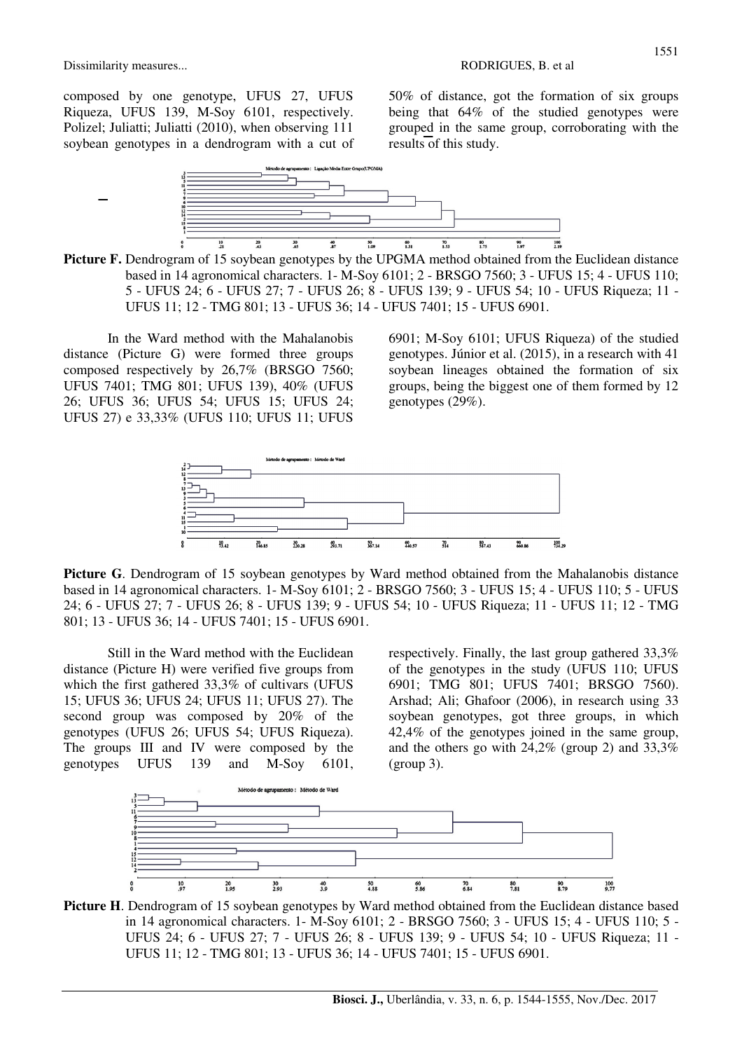composed by one genotype, UFUS 27, UFUS Riqueza, UFUS 139, M-Soy 6101, respectively. Polizel; Juliatti; Juliatti (2010), when observing 111 soybean genotypes in a dendrogram with a cut of 50% of distance, got the formation of six groups being that 64% of the studied genotypes were grouped in the same group, corroborating with the results of this study.

**Picture F.** Dendrogram of 15 soybean genotypes by the UPGMA method obtained from the Euclidean distance based in 14 agronomical characters. 1- M-Soy 6101; 2 - BRSGO 7560; 3 - UFUS 15; 4 - UFUS 110; 5 - UFUS 24; 6 - UFUS 27; 7 - UFUS 26; 8 - UFUS 139; 9 - UFUS 54; 10 - UFUS Riqueza; 11 - UFUS 11; 12 - TMG 801; 13 - UFUS 36; 14 - UFUS 7401; 15 - UFUS 6901.

In the Ward method with the Mahalanobis distance (Picture G) were formed three groups composed respectively by 26,7% (BRSGO 7560; UFUS 7401; TMG 801; UFUS 139), 40% (UFUS 26; UFUS 36; UFUS 54; UFUS 15; UFUS 24; UFUS 27) e 33,33% (UFUS 110; UFUS 11; UFUS 6901; M-Soy 6101; UFUS Riqueza) of the studied genotypes. Júnior et al. (2015), in a research with 41 soybean lineages obtained the formation of six groups, being the biggest one of them formed by 12 genotypes (29%).

**Picture G**. Dendrogram of 15 soybean genotypes by Ward method obtained from the Mahalanobis distance based in 14 agronomical characters. 1- M-Soy 6101; 2 - BRSGO 7560; 3 - UFUS 15; 4 - UFUS 110; 5 - UFUS 24; 6 - UFUS 27; 7 - UFUS 26; 8 - UFUS 139; 9 - UFUS 54; 10 - UFUS Riqueza; 11 - UFUS 11; 12 - TMG 801; 13 - UFUS 36; 14 - UFUS 7401; 15 - UFUS 6901.

Still in the Ward method with the Euclidean distance (Picture H) were verified five groups from which the first gathered 33,3% of cultivars (UFUS 15; UFUS 36; UFUS 24; UFUS 11; UFUS 27). The second group was composed by 20% of the genotypes (UFUS 26; UFUS 54; UFUS Riqueza). The groups III and IV were composed by the genotypes UFUS 139 and M-Soy 6101, respectively. Finally, the last group gathered 33,3% of the genotypes in the study (UFUS 110; UFUS 6901; TMG 801; UFUS 7401; BRSGO 7560). Arshad; Ali; Ghafoor (2006), in research using 33 soybean genotypes, got three groups, in which 42,4% of the genotypes joined in the same group, and the others go with 24,2% (group 2) and 33,3% (group 3).

**Picture H**. Dendrogram of 15 soybean genotypes by Ward method obtained from the Euclidean distance based in 14 agronomical characters. 1- M-Soy 6101; 2 - BRSGO 7560; 3 - UFUS 15; 4 - UFUS 110; 5 - UFUS 24; 6 - UFUS 27; 7 - UFUS 26; 8 - UFUS 139; 9 - UFUS 54; 10 - UFUS Riqueza; 11 - UFUS 11; 12 - TMG 801; 13 - UFUS 36; 14 - UFUS 7401; 15 - UFUS 6901.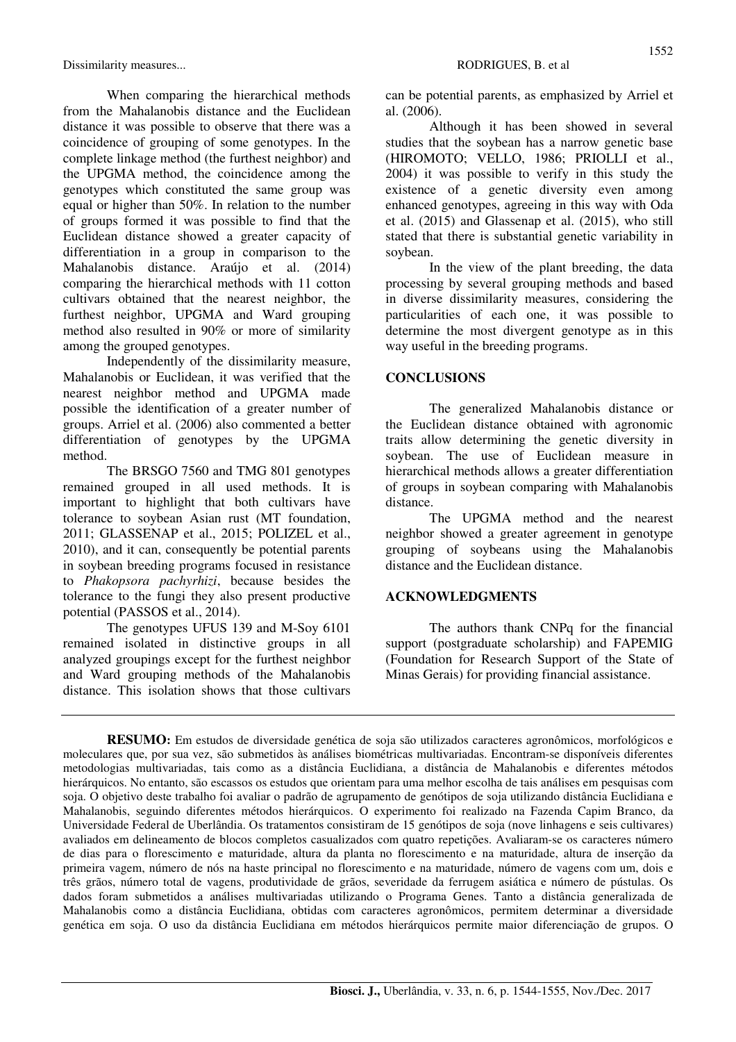When comparing the hierarchical methods from the Mahalanobis distance and the Euclidean distance it was possible to observe that there was a coincidence of grouping of some genotypes. In the complete linkage method (the furthest neighbor) and the UPGMA method, the coincidence among the genotypes which constituted the same group was equal or higher than 50%. In relation to the number of groups formed it was possible to find that the Euclidean distance showed a greater capacity of differentiation in a group in comparison to the Mahalanobis distance. Araújo et al. (2014) comparing the hierarchical methods with 11 cotton cultivars obtained that the nearest neighbor, the furthest neighbor, UPGMA and Ward grouping method also resulted in 90% or more of similarity among the grouped genotypes.

Independently of the dissimilarity measure, Mahalanobis or Euclidean, it was verified that the nearest neighbor method and UPGMA made possible the identification of a greater number of groups. Arriel et al. (2006) also commented a better differentiation of genotypes by the UPGMA method.

The BRSGO 7560 and TMG 801 genotypes remained grouped in all used methods. It is important to highlight that both cultivars have tolerance to soybean Asian rust (MT foundation, 2011; GLASSENAP et al., 2015; POLIZEL et al., 2010), and it can, consequently be potential parents in soybean breeding programs focused in resistance to *Phakopsora pachyrhizi*, because besides the tolerance to the fungi they also present productive potential (PASSOS et al., 2014).

The genotypes UFUS 139 and M-Soy 6101 remained isolated in distinctive groups in all analyzed groupings except for the furthest neighbor and Ward grouping methods of the Mahalanobis distance. This isolation shows that those cultivars can be potential parents, as emphasized by Arriel et al. (2006).

Although it has been showed in several studies that the soybean has a narrow genetic base (HIROMOTO; VELLO, 1986; PRIOLLI et al., 2004) it was possible to verify in this study the existence of a genetic diversity even among enhanced genotypes, agreeing in this way with Oda et al. (2015) and Glassenap et al. (2015), who still stated that there is substantial genetic variability in soybean.

In the view of the plant breeding, the data processing by several grouping methods and based in diverse dissimilarity measures, considering the particularities of each one, it was possible to determine the most divergent genotype as in this way useful in the breeding programs.

## CONCLUSIONS

The generalized Mahalanobis distance or the Euclidean distance obtained with agronomic traits allow determining the genetic diversity in soybean. The use of Euclidean measure in hierarchical methods allows a greater differentiation of groups in soybean comparing with Mahalanobis distance.

The UPGMA method and the nearest neighbor showed a greater agreement in genotype grouping of soybeans using the Mahalanobis distance and the Euclidean distance.

## ACKNOWLEDGMENTS

The authors thank CNPq for the financial support (postgraduate scholarship) and FAPEMIG (Foundation for Research Support of the State of Minas Gerais) for providing financial assistance.

---

**RESUMO:** Em estudos de diversidade genética de soja são utilizados caracteres agronômicos, morfológicos e moleculares que, por sua vez, são submetidos às análises biométricas multivariadas. Encontram-se disponíveis diferentes metodologias multivariadas, tais como as a distância Euclidiana, a distância de Mahalanobis e diferentes métodos hierárquicos. No entanto, são escassos os estudos que orientam para uma melhor escolha de tais análises em pesquisas com soja. O objetivo deste trabalho foi avaliar o padrão de agrupamento de genótipos de soja utilizando distância Euclidiana e Mahalanobis, seguindo diferentes métodos hierárquicos. O experimento foi realizado na Fazenda Capim Branco, da Universidade Federal de Uberlândia. Os tratamentos consistiram de 15 genótipos de soja (nove linhagens e seis cultivares) avaliados em delineamento de blocos completos casualizados com quatro repetições. Avaliaram-se os caracteres número de dias para o florescimento e maturidade, altura da planta no florescimento e na maturidade, altura de inserção da primeira vagem, número de nós na haste principal no florescimento e na maturidade, número de vagens com um, dois e três grãos, número total de vagens, produtividade de grãos, severidade da ferrugem asiática e número de pústulas. Os dados foram submetidos a análises multivariadas utilizando o Programa Genes. Tanto a distância generalizada de Mahalanobis como a distância Euclidiana, obtidas com caracteres agronômicos, permitem determinar a diversidade genética em soja. O uso da distância Euclidiana em métodos hierárquicos permite maior diferenciação de grupos. O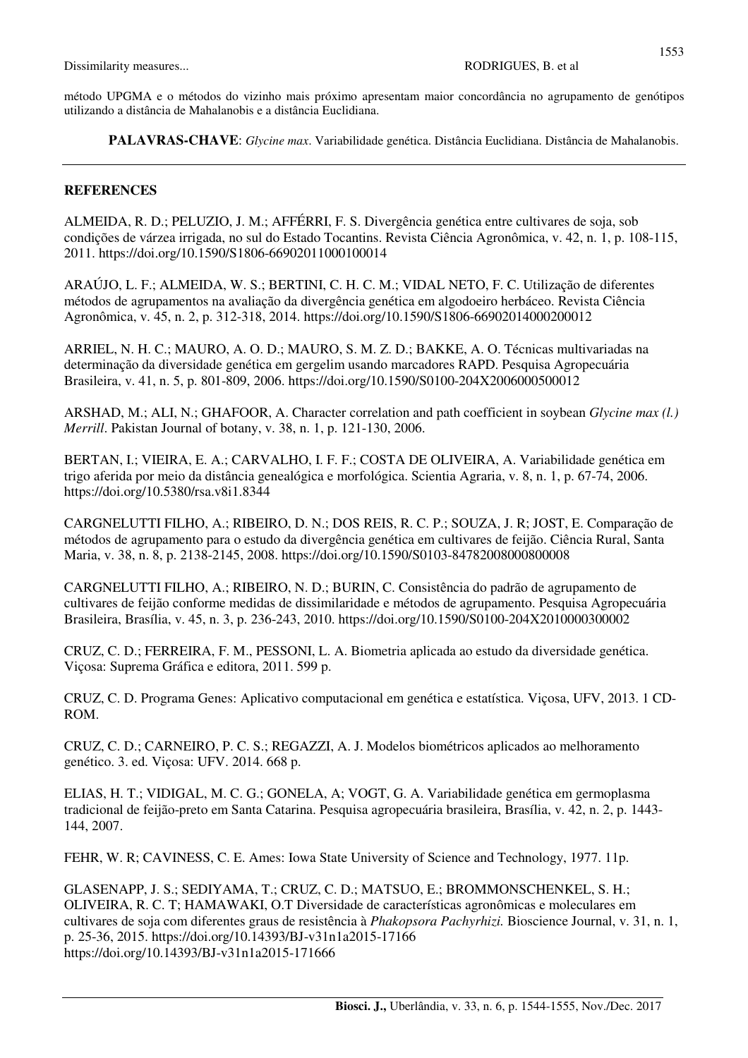método UPGMA e o métodos do vizinho mais próximo apresentam maior concordância no agrupamento de genótipos utilizando a distância de Mahalanobis e a distância Euclidiana.

**PALAVRAS-CHAVE**: *Glycine max*. Variabilidade genética. Distância Euclidiana. Distância de Mahalanobis.

## REFERENCES

ALMEIDA, R. D.; PELUZIO, J. M.; AFFÉRRI, F. S. Divergência genética entre cultivares de soja, sob condições de várzea irrigada, no sul do Estado Tocantins. Revista Ciência Agronômica, v. 42, n. 1, p. 108-115, 2011. https://doi.org/10.1590/S1806-66902011000100014

ARAÚJO, L. F.; ALMEIDA, W. S.; BERTINI, C. H. C. M.; VIDAL NETO, F. C. Utilização de diferentes métodos de agrupamentos na avaliação da divergência genética em algodoeiro herbáceo. Revista Ciência Agronômica, v. 45, n. 2, p. 312-318, 2014. https://doi.org/10.1590/S1806-66902014000200012

ARRIEL, N. H. C.; MAURO, A. O. D.; MAURO, S. M. Z. D.; BAKKE, A. O. Técnicas multivariadas na determinação da diversidade genética em gergelim usando marcadores RAPD. Pesquisa Agropecuária Brasileira, v. 41, n. 5, p. 801-809, 2006. https://doi.org/10.1590/S0100-204X2006000500012

ARSHAD, M.; ALI, N.; GHAFOOR, A. Character correlation and path coefficient in soybean *Glycine max (l.) Merrill*. Pakistan Journal of botany, v. 38, n. 1, p. 121-130, 2006.

BERTAN, I.; VIEIRA, E. A.; CARVALHO, I. F. F.; COSTA DE OLIVEIRA, A. Variabilidade genética em trigo aferida por meio da distância genealógica e morfológica. Scientia Agraria, v. 8, n. 1, p. 67-74, 2006. https://doi.org/10.5380/rsa.v8i1.8344

CARGNELUTTI FILHO, A.; RIBEIRO, D. N.; DOS REIS, R. C. P.; SOUZA, J. R; JOST, E. Comparação de métodos de agrupamento para o estudo da divergência genética em cultivares de feijão. Ciência Rural, Santa Maria, v. 38, n. 8, p. 2138-2145, 2008. https://doi.org/10.1590/S0103-84782008000800008

CARGNELUTTI FILHO, A.; RIBEIRO, N. D.; BURIN, C. Consistência do padrão de agrupamento de cultivares de feijão conforme medidas de dissimilaridade e métodos de agrupamento. Pesquisa Agropecuária Brasileira, Brasília, v. 45, n. 3, p. 236-243, 2010. https://doi.org/10.1590/S0100-204X2010000300002

CRUZ, C. D.; FERREIRA, F. M., PESSONI, L. A. Biometria aplicada ao estudo da diversidade genética. Viçosa: Suprema Gráfica e editora, 2011. 599 p.

CRUZ, C. D. Programa Genes: Aplicativo computacional em genética e estatística. Viçosa, UFV, 2013. 1 CD-ROM.

CRUZ, C. D.; CARNEIRO, P. C. S.; REGAZZI, A. J. Modelos biométricos aplicados ao melhoramento genético. 3. ed. Viçosa: UFV. 2014. 668 p.

ELIAS, H. T.; VIDIGAL, M. C. G.; GONELA, A; VOGT, G. A. Variabilidade genética em germoplasma tradicional de feijão-preto em Santa Catarina. Pesquisa agropecuária brasileira, Brasília, v. 42, n. 2, p. 1443-144, 2007.

FEHR, W. R; CAVINESS, C. E. Ames: Iowa State University of Science and Technology, 1977. 11p.

GLASENAPP, J. S.; SEDIYAMA, T.; CRUZ, C. D.; MATSUO, E.; BROMMONSCHENKEL, S. H.; OLIVEIRA, R. C. T; HAMAWAKI, O.T Diversidade de características agronômicas e moleculares em cultivares de soja com diferentes graus de resistência à *Phakopsora Pachyrhizi.* Bioscience Journal, v. 31, n. 1, p. 25-36, 2015. https://doi.org/10.14393/BJ-v31n1a2015-17166
https://doi.org/10.14393/BJ-v31n1a2015-171666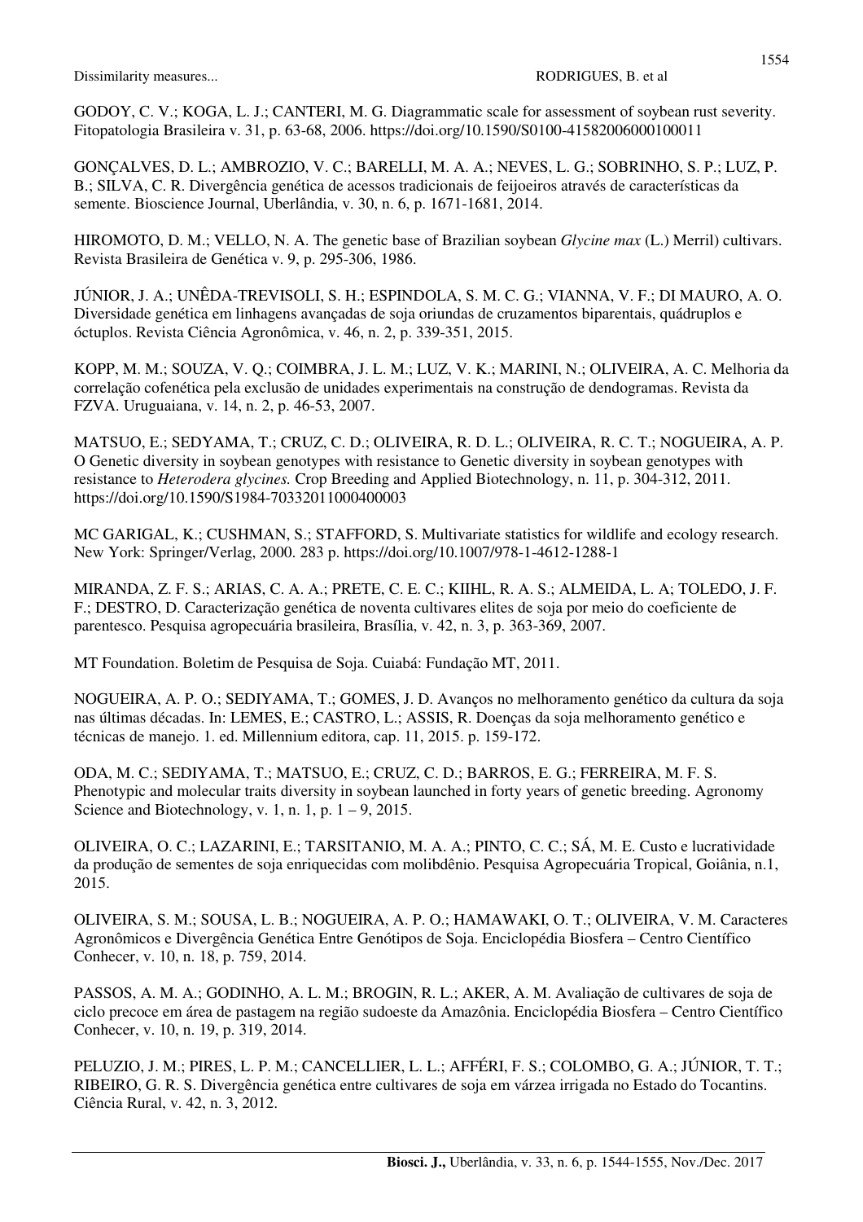GODOY, C. V.; KOGA, L. J.; CANTERI, M. G. Diagrammatic scale for assessment of soybean rust severity. Fitopatologia Brasileira v. 31, p. 63-68, 2006. https://doi.org/10.1590/S0100-41582006000100011

GONÇALVES, D. L.; AMBROZIO, V. C.; BARELLI, M. A. A.; NEVES, L. G.; SOBRINHO, S. P.; LUZ, P. B.; SILVA, C. R. Divergência genética de acessos tradicionais de feijoeiros através de características da semente. Bioscience Journal, Uberlândia, v. 30, n. 6, p. 1671-1681, 2014.

HIROMOTO, D. M.; VELLO, N. A. The genetic base of Brazilian soybean *Glycine max* (L.) Merril) cultivars. Revista Brasileira de Genética v. 9, p. 295-306, 1986.

JÚNIOR, J. A.; UNÊDA-TREVISOLI, S. H.; ESPINDOLA, S. M. C. G.; VIANNA, V. F.; DI MAURO, A. O. Diversidade genética em linhagens avançadas de soja oriundas de cruzamentos biparentais, quádruplos e óctuplos. Revista Ciência Agronômica, v. 46, n. 2, p. 339-351, 2015.

KOPP, M. M.; SOUZA, V. Q.; COIMBRA, J. L. M.; LUZ, V. K.; MARINI, N.; OLIVEIRA, A. C. Melhoria da correlação cofenética pela exclusão de unidades experimentais na construção de dendogramas. Revista da FZVA. Uruguaiana, v. 14, n. 2, p. 46-53, 2007.

MATSUO, E.; SEDYAMA, T.; CRUZ, C. D.; OLIVEIRA, R. D. L.; OLIVEIRA, R. C. T.; NOGUEIRA, A. P. O Genetic diversity in soybean genotypes with resistance to Genetic diversity in soybean genotypes with resistance to *Heterodera glycines.* Crop Breeding and Applied Biotechnology, n. 11, p. 304-312, 2011. https://doi.org/10.1590/S1984-70332011000400003

MC GARIGAL, K.; CUSHMAN, S.; STAFFORD, S. Multivariate statistics for wildlife and ecology research. New York: Springer/Verlag, 2000. 283 p. https://doi.org/10.1007/978-1-4612-1288-1

MIRANDA, Z. F. S.; ARIAS, C. A. A.; PRETE, C. E. C.; KIIHL, R. A. S.; ALMEIDA, L. A; TOLEDO, J. F. F.; DESTRO, D. Caracterização genética de noventa cultivares elites de soja por meio do coeficiente de parentesco. Pesquisa agropecuária brasileira, Brasília, v. 42, n. 3, p. 363-369, 2007.

MT Foundation. Boletim de Pesquisa de Soja. Cuiabá: Fundação MT, 2011.

NOGUEIRA, A. P. O.; SEDIYAMA, T.; GOMES, J. D. Avanços no melhoramento genético da cultura da soja nas últimas décadas. In: LEMES, E.; CASTRO, L.; ASSIS, R. Doenças da soja melhoramento genético e técnicas de manejo. 1. ed. Millennium editora, cap. 11, 2015. p. 159-172.

ODA, M. C.; SEDIYAMA, T.; MATSUO, E.; CRUZ, C. D.; BARROS, E. G.; FERREIRA, M. F. S. Phenotypic and molecular traits diversity in soybean launched in forty years of genetic breeding. Agronomy Science and Biotechnology, v. 1, n. 1, p. 1 – 9, 2015.

OLIVEIRA, O. C.; LAZARINI, E.; TARSITANIO, M. A. A.; PINTO, C. C.; SÁ, M. E. Custo e lucratividade da produção de sementes de soja enriquecidas com molibdênio. Pesquisa Agropecuária Tropical, Goiânia, n.1, 2015.

OLIVEIRA, S. M.; SOUSA, L. B.; NOGUEIRA, A. P. O.; HAMAWAKI, O. T.; OLIVEIRA, V. M. Caracteres Agronômicos e Divergência Genética Entre Genótipos de Soja. Enciclopédia Biosfera – Centro Científico Conhecer, v. 10, n. 18, p. 759, 2014.

PASSOS, A. M. A.; GODINHO, A. L. M.; BROGIN, R. L.; AKER, A. M. Avaliação de cultivares de soja de ciclo precoce em área de pastagem na região sudoeste da Amazônia. Enciclopédia Biosfera – Centro Científico Conhecer, v. 10, n. 19, p. 319, 2014.

PELUZIO, J. M.; PIRES, L. P. M.; CANCELLIER, L. L.; AFFÉRI, F. S.; COLOMBO, G. A.; JÚNIOR, T. T.; RIBEIRO, G. R. S. Divergência genética entre cultivares de soja em várzea irrigada no Estado do Tocantins. Ciência Rural, v. 42, n. 3, 2012.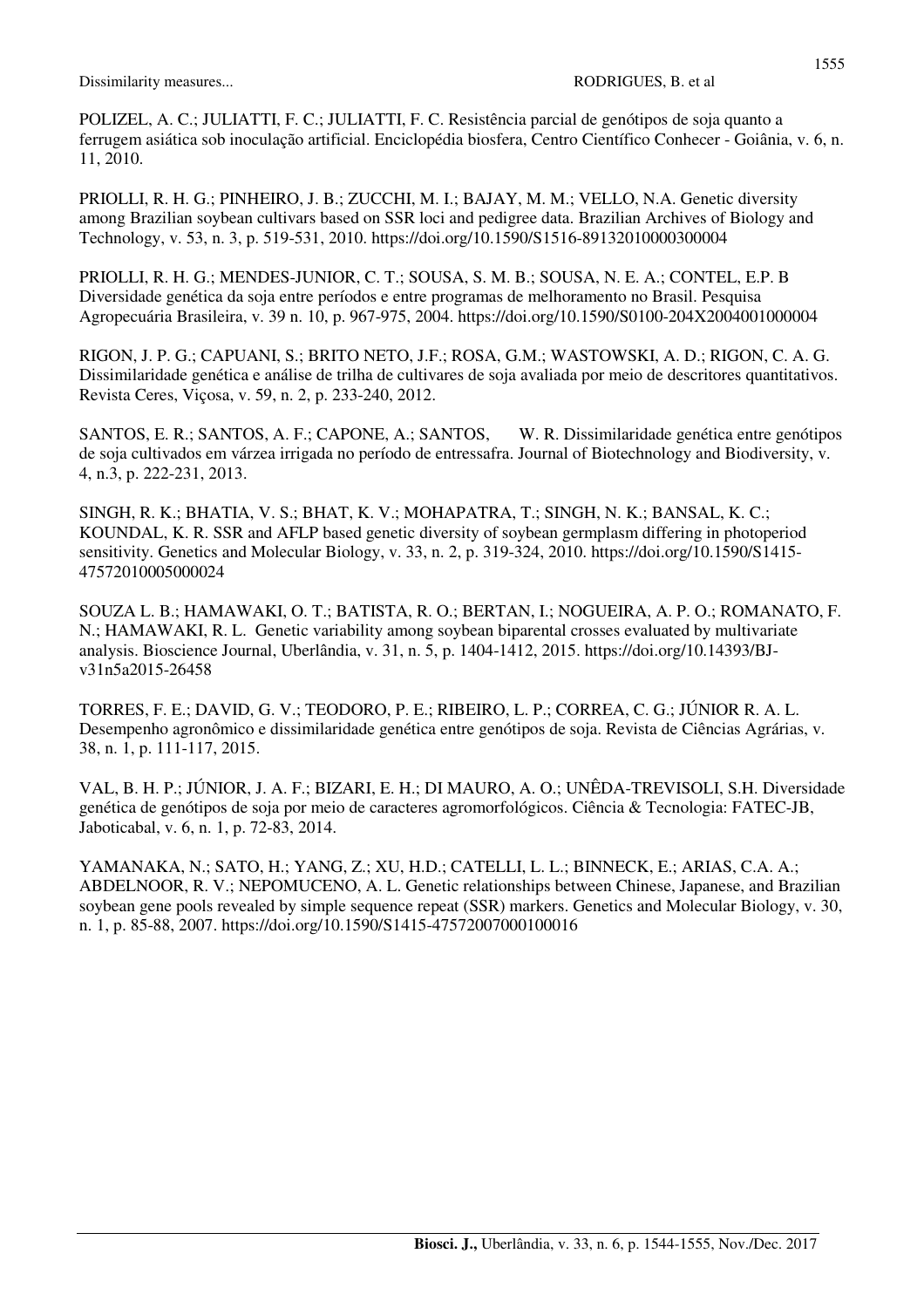POLIZEL, A. C.; JULIATTI, F. C.; JULIATTI, F. C. Resistência parcial de genótipos de soja quanto a ferrugem asiática sob inoculação artificial. Enciclopédia biosfera, Centro Científico Conhecer - Goiânia, v. 6, n. 11, 2010.

PRIOLLI, R. H. G.; PINHEIRO, J. B.; ZUCCHI, M. I.; BAJAY, M. M.; VELLO, N.A. Genetic diversity among Brazilian soybean cultivars based on SSR loci and pedigree data. Brazilian Archives of Biology and Technology, v. 53, n. 3, p. 519-531, 2010. https://doi.org/10.1590/S1516-89132010000300004

PRIOLLI, R. H. G.; MENDES-JUNIOR, C. T.; SOUSA, S. M. B.; SOUSA, N. E. A.; CONTEL, E.P. B Diversidade genética da soja entre períodos e entre programas de melhoramento no Brasil. Pesquisa Agropecuária Brasileira, v. 39 n. 10, p. 967-975, 2004. https://doi.org/10.1590/S0100-204X2004001000004

RIGON, J. P. G.; CAPUANI, S.; BRITO NETO, J.F.; ROSA, G.M.; WASTOWSKI, A. D.; RIGON, C. A. G. Dissimilaridade genética e análise de trilha de cultivares de soja avaliada por meio de descritores quantitativos. Revista Ceres, Viçosa, v. 59, n. 2, p. 233-240, 2012.

SANTOS, E. R.; SANTOS, A. F.; CAPONE, A.; SANTOS, W. R. Dissimilaridade genética entre genótipos de soja cultivados em várzea irrigada no período de entressafra. Journal of Biotechnology and Biodiversity, v. 4, n.3, p. 222-231, 2013.

SINGH, R. K.; BHATIA, V. S.; BHAT, K. V.; MOHAPATRA, T.; SINGH, N. K.; BANSAL, K. C.; KOUNDAL, K. R. SSR and AFLP based genetic diversity of soybean germplasm differing in photoperiod sensitivity. Genetics and Molecular Biology, v. 33, n. 2, p. 319-324, 2010. https://doi.org/10.1590/S1415-47572010005000024

SOUZA L. B.; HAMAWAKI, O. T.; BATISTA, R. O.; BERTAN, I.; NOGUEIRA, A. P. O.; ROMANATO, F. N.; HAMAWAKI, R. L. Genetic variability among soybean biparental crosses evaluated by multivariate analysis. Bioscience Journal, Uberlândia, v. 31, n. 5, p. 1404-1412, 2015. https://doi.org/10.14393/BJ-v31n5a2015-26458

TORRES, F. E.; DAVID, G. V.; TEODORO, P. E.; RIBEIRO, L. P.; CORREA, C. G.; JÚNIOR R. A. L. Desempenho agronômico e dissimilaridade genética entre genótipos de soja. Revista de Ciências Agrárias, v. 38, n. 1, p. 111-117, 2015.

VAL, B. H. P.; JÚNIOR, J. A. F.; BIZARI, E. H.; DI MAURO, A. O.; UNÊDA-TREVISOLI, S.H. Diversidade genética de genótipos de soja por meio de caracteres agromorfológicos. Ciência & Tecnologia: FATEC-JB, Jaboticabal, v. 6, n. 1, p. 72-83, 2014.

YAMANAKA, N.; SATO, H.; YANG, Z.; XU, H.D.; CATELLI, L. L.; BINNECK, E.; ARIAS, C.A. A.; ABDELNOOR, R. V.; NEPOMUCENO, A. L. Genetic relationships between Chinese, Japanese, and Brazilian soybean gene pools revealed by simple sequence repeat (SSR) markers. Genetics and Molecular Biology, v. 30, n. 1, p. 85-88, 2007. https://doi.org/10.1590/S1415-47572007000100016